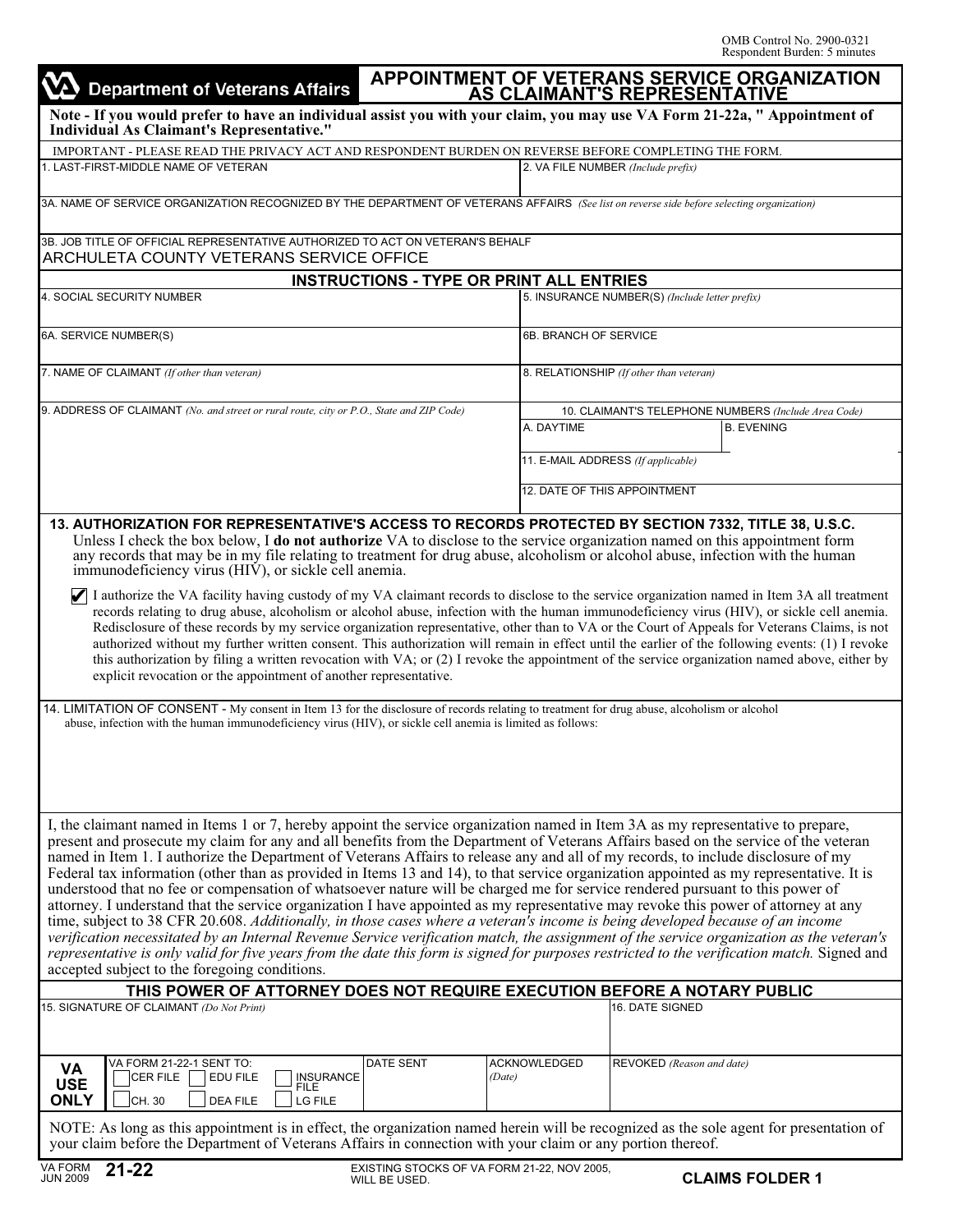OMB Control No. 2900-0321
Respondent Burden: 5 minutes

Department of Veterans Affairs

# APPOINTMENT OF VETERANS SERVICE ORGANIZATION AS CLAIMANT'S REPRESENTATIVE

**Note - If you would prefer to have an individual assist you with your claim, you may use VA Form 21-22a, " Appointment of Individual As Claimant's Representative."**

IMPORTANT - PLEASE READ THE PRIVACY ACT AND RESPONDENT BURDEN ON REVERSE BEFORE COMPLETING THE FORM.

| 1. LAST-FIRST-MIDDLE NAME OF VETERAN | 2. VA FILE NUMBER *(Include prefix)* |
|---|---|
| | |

3A. NAME OF SERVICE ORGANIZATION RECOGNIZED BY THE DEPARTMENT OF VETERANS AFFAIRS *(See list on reverse side before selecting organization)*

3B. JOB TITLE OF OFFICIAL REPRESENTATIVE AUTHORIZED TO ACT ON VETERAN'S BEHALF
ARCHULETA COUNTY VETERANS SERVICE OFFICE

**INSTRUCTIONS - TYPE OR PRINT ALL ENTRIES**

| 4. SOCIAL SECURITY NUMBER | 5. INSURANCE NUMBER(S) *(Include letter prefix)* | |
|---|---|---|
| 6A. SERVICE NUMBER(S) | 6B. BRANCH OF SERVICE | |
| 7. NAME OF CLAIMANT *(If other than veteran)* | 8. RELATIONSHIP *(If other than veteran)* | |
| 9. ADDRESS OF CLAIMANT *(No. and street or rural route, city or P.O., State and ZIP Code)* | 10. CLAIMANT'S TELEPHONE NUMBERS *(Include Area Code)* A. DAYTIME | B. EVENING |
| | 11. E-MAIL ADDRESS *(If applicable)* | |
| | 12. DATE OF THIS APPOINTMENT | |

**13. AUTHORIZATION FOR REPRESENTATIVE'S ACCESS TO RECORDS PROTECTED BY SECTION 7332, TITLE 38, U.S.C.**
Unless I check the box below, I **do not authorize** VA to disclose to the service organization named on this appointment form any records that may be in my file relating to treatment for drug abuse, alcoholism or alcohol abuse, infection with the human immunodeficiency virus (HIV), or sickle cell anemia.

☑ I authorize the VA facility having custody of my VA claimant records to disclose to the service organization named in Item 3A all treatment records relating to drug abuse, alcoholism or alcohol abuse, infection with the human immunodeficiency virus (HIV), or sickle cell anemia. Redisclosure of these records by my service organization representative, other than to VA or the Court of Appeals for Veterans Claims, is not authorized without my further written consent. This authorization will remain in effect until the earlier of the following events: (1) I revoke this authorization by filing a written revocation with VA; or (2) I revoke the appointment of the service organization named above, either by explicit revocation or the appointment of another representative.

14. LIMITATION OF CONSENT - My consent in Item 13 for the disclosure of records relating to treatment for drug abuse, alcoholism or alcohol abuse, infection with the human immunodeficiency virus (HIV), or sickle cell anemia is limited as follows:

I, the claimant named in Items 1 or 7, hereby appoint the service organization named in Item 3A as my representative to prepare, present and prosecute my claim for any and all benefits from the Department of Veterans Affairs based on the service of the veteran named in Item 1. I authorize the Department of Veterans Affairs to release any and all of my records, to include disclosure of my Federal tax information (other than as provided in Items 13 and 14), to that service organization appointed as my representative. It is understood that no fee or compensation of whatsoever nature will be charged me for service rendered pursuant to this power of attorney. I understand that the service organization I have appointed as my representative may revoke this power of attorney at any time, subject to 38 CFR 20.608. *Additionally, in those cases where a veteran's income is being developed because of an income verification necessitated by an Internal Revenue Service verification match, the assignment of the service organization as the veteran's representative is only valid for five years from the date this form is signed for purposes restricted to the verification match.* Signed and accepted subject to the foregoing conditions.

**THIS POWER OF ATTORNEY DOES NOT REQUIRE EXECUTION BEFORE A NOTARY PUBLIC**

| 15. SIGNATURE OF CLAIMANT *(Do Not Print)* | 16. DATE SIGNED |
|---|---|
| | |

| VA USE ONLY | VA FORM 21-22-1 SENT TO: ☐ CER FILE ☐ EDU FILE ☐ INSURANCE FILE ☐ CH. 30 ☐ DEA FILE ☐ LG FILE | DATE SENT | ACKNOWLEDGED *(Date)* | REVOKED *(Reason and date)* |
|---|---|---|---|---|

NOTE: As long as this appointment is in effect, the organization named herein will be recognized as the sole agent for presentation of your claim before the Department of Veterans Affairs in connection with your claim or any portion thereof.

VA FORM JUN 2009 **21-22** EXISTING STOCKS OF VA FORM 21-22, NOV 2005, WILL BE USED. **CLAIMS FOLDER 1**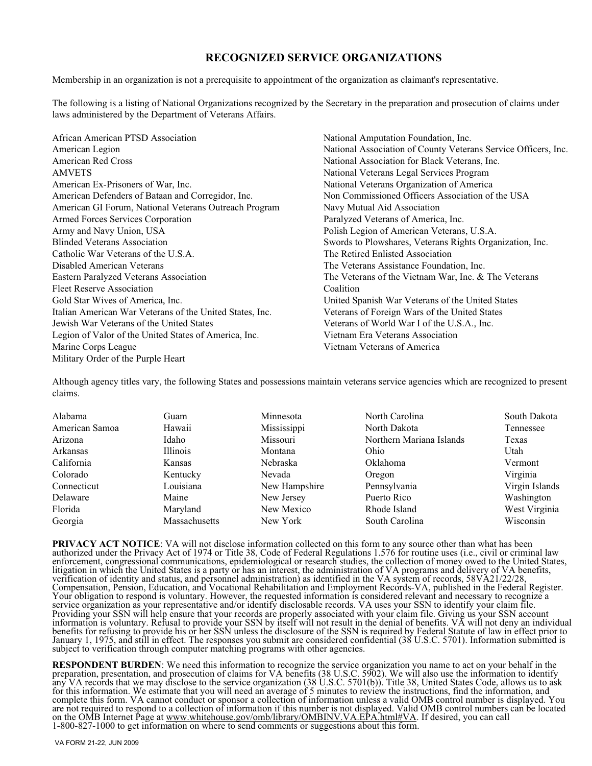# RECOGNIZED SERVICE ORGANIZATIONS

Membership in an organization is not a prerequisite to appointment of the organization as claimant's representative.

The following is a listing of National Organizations recognized by the Secretary in the preparation and prosecution of claims under laws administered by the Department of Veterans Affairs.

African American PTSD Association
American Legion
American Red Cross
AMVETS
American Ex-Prisoners of War, Inc.
American Defenders of Bataan and Corregidor, Inc.
American GI Forum, National Veterans Outreach Program
Armed Forces Services Corporation
Army and Navy Union, USA
Blinded Veterans Association
Catholic War Veterans of the U.S.A.
Disabled American Veterans
Eastern Paralyzed Veterans Association
Fleet Reserve Association
Gold Star Wives of America, Inc.
Italian American War Veterans of the United States, Inc.
Jewish War Veterans of the United States
Legion of Valor of the United States of America, Inc.
Marine Corps League
Military Order of the Purple Heart
National Amputation Foundation, Inc.
National Association of County Veterans Service Officers, Inc.
National Association for Black Veterans, Inc.
National Veterans Legal Services Program
National Veterans Organization of America
Non Commissioned Officers Association of the USA
Navy Mutual Aid Association
Paralyzed Veterans of America, Inc.
Polish Legion of American Veterans, U.S.A.
Swords to Plowshares, Veterans Rights Organization, Inc.
The Retired Enlisted Association
The Veterans Assistance Foundation, Inc.
The Veterans of the Vietnam War, Inc. & The Veterans Coalition
United Spanish War Veterans of the United States
Veterans of Foreign Wars of the United States
Veterans of World War I of the U.S.A., Inc.
Vietnam Era Veterans Association
Vietnam Veterans of America

Although agency titles vary, the following States and possessions maintain veterans service agencies which are recognized to present claims.

| | | | | |
|---|---|---|---|---|
| Alabama | Guam | Minnesota | North Carolina | South Dakota |
| American Samoa | Hawaii | Mississippi | North Dakota | Tennessee |
| Arizona | Idaho | Missouri | Northern Mariana Islands | Texas |
| Arkansas | Illinois | Montana | Ohio | Utah |
| California | Kansas | Nebraska | Oklahoma | Vermont |
| Colorado | Kentucky | Nevada | Oregon | Virginia |
| Connecticut | Louisiana | New Hampshire | Pennsylvania | Virgin Islands |
| Delaware | Maine | New Jersey | Puerto Rico | Washington |
| Florida | Maryland | New Mexico | Rhode Island | West Virginia |
| Georgia | Massachusetts | New York | South Carolina | Wisconsin |

**PRIVACY ACT NOTICE**: VA will not disclose information collected on this form to any source other than what has been authorized under the Privacy Act of 1974 or Title 38, Code of Federal Regulations 1.576 for routine uses (i.e., civil or criminal law enforcement, congressional communications, epidemiological or research studies, the collection of money owed to the United States, litigation in which the United States is a party or has an interest, the administration of VA programs and delivery of VA benefits, verification of identity and status, and personnel administration) as identified in the VA system of records, 58VA21/22/28, Compensation, Pension, Education, and Vocational Rehabilitation and Employment Records-VA, published in the Federal Register. Your obligation to respond is voluntary. However, the requested information is considered relevant and necessary to recognize a service organization as your representative and/or identify disclosable records. VA uses your SSN to identify your claim file. Providing your SSN will help ensure that your records are properly associated with your claim file. Giving us your SSN account information is voluntary. Refusal to provide your SSN by itself will not result in the denial of benefits. VA will not deny an individual benefits for refusing to provide his or her SSN unless the disclosure of the SSN is required by Federal Statute of law in effect prior to January 1, 1975, and still in effect. The responses you submit are considered confidential (38 U.S.C. 5701). Information submitted is subject to verification through computer matching programs with other agencies.

**RESPONDENT BURDEN**: We need this information to recognize the service organization you name to act on your behalf in the preparation, presentation, and prosecution of claims for VA benefits (38 U.S.C. 5902). We will also use the information to identify any VA records that we may disclose to the service organization (38 U.S.C. 5701(b)). Title 38, United States Code, allows us to ask for this information. We estimate that you will need an average of 5 minutes to review the instructions, find the information, and complete this form. VA cannot conduct or sponsor a collection of information unless a valid OMB control number is displayed. You are not required to respond to a collection of information if this number is not displayed. Valid OMB control numbers can be located on the OMB Internet Page at www.whitehouse.gov/omb/library/OMBINV.VA.EPA.html#VA. If desired, you can call 1-800-827-1000 to get information on where to send comments or suggestions about this form.

VA FORM 21-22, JUN 2009